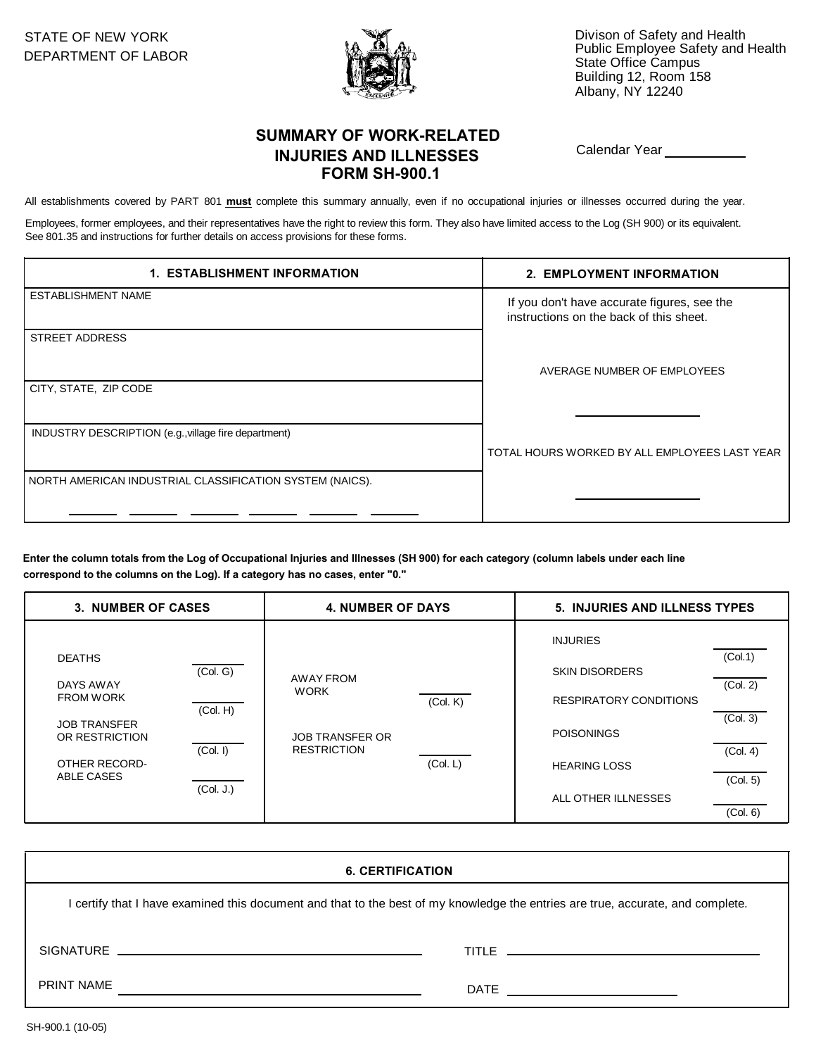STATE OF NEW YORK
DEPARTMENT OF LABOR

Divison of Safety and Health
Public Employee Safety and Health
State Office Campus
Building 12, Room 158
Albany, NY 12240

# SUMMARY OF WORK-RELATED INJURIES AND ILLNESSES FORM SH-900.1

Calendar Year ___________

All establishments covered by PART 801 **must** complete this summary annually, even if no occupational injuries or illnesses occurred during the year.

Employees, former employees, and their representatives have the right to review this form. They also have limited access to the Log (SH 900) or its equivalent. See 801.35 and instructions for further details on access provisions for these forms.

| 1. ESTABLISHMENT INFORMATION | 2. EMPLOYMENT INFORMATION |
|---|---|
| ESTABLISHMENT NAME | If you don't have accurate figures, see the instructions on the back of this sheet. |
| STREET ADDRESS | AVERAGE NUMBER OF EMPLOYEES ___________ |
| CITY, STATE, ZIP CODE | |
| INDUSTRY DESCRIPTION (e.g.,village fire department) | TOTAL HOURS WORKED BY ALL EMPLOYEES LAST YEAR ___________ |
| NORTH AMERICAN INDUSTRIAL CLASSIFICATION SYSTEM (NAICS). ___ ___ ___ ___ ___ ___ | |

**Enter the column totals from the Log of Occupational Injuries and Illnesses (SH 900) for each category (column labels under each line correspond to the columns on the Log). If a category has no cases, enter "0."**

| 3. NUMBER OF CASES | | 4. NUMBER OF DAYS | | 5. INJURIES AND ILLNESS TYPES | |
|---|---|---|---|---|---|
| DEATHS | _____ (Col. G) | AWAY FROM WORK | _____ (Col. K) | INJURIES | _____ (Col.1) |
| DAYS AWAY FROM WORK | _____ (Col. H) | JOB TRANSFER OR RESTRICTION | _____ (Col. L) | SKIN DISORDERS | _____ (Col. 2) |
| JOB TRANSFER OR RESTRICTION | _____ (Col. I) | | | RESPIRATORY CONDITIONS | _____ (Col. 3) |
| OTHER RECORD-ABLE CASES | _____ (Col. J.) | | | POISONINGS | _____ (Col. 4) |
| | | | | HEARING LOSS | _____ (Col. 5) |
| | | | | ALL OTHER ILLNESSES | _____ (Col. 6) |

## 6. CERTIFICATION

I certify that I have examined this document and that to the best of my knowledge the entries are true, accurate, and complete.

SIGNATURE ______________________________ TITLE ______________________________

PRINT NAME ______________________________ DATE ____________________

SH-900.1 (10-05)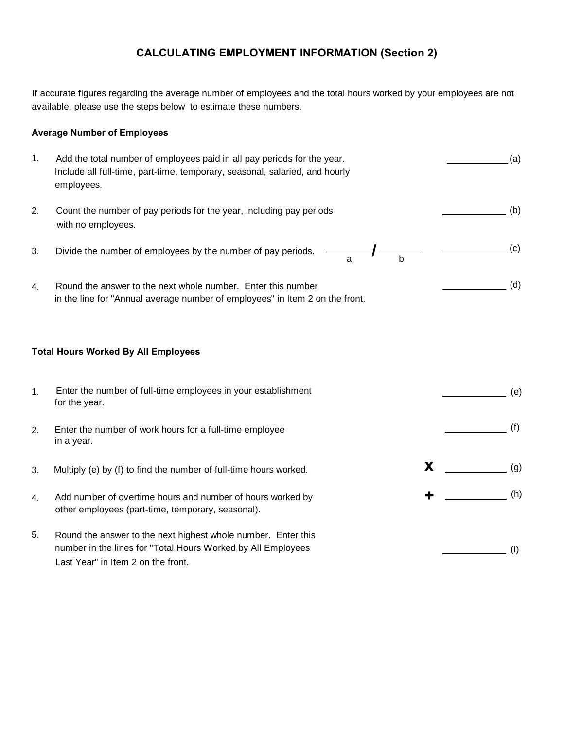# CALCULATING EMPLOYMENT INFORMATION (Section 2)

If accurate figures regarding the average number of employees and the total hours worked by your employees are not available, please use the steps below to estimate these numbers.

### Average Number of Employees

1. Add the total number of employees paid in all pay periods for the year. Include all full-time, part-time, temporary, seasonal, salaried, and hourly employees. \_\_\_\_\_\_\_\_\_\_ (a)

2. Count the number of pay periods for the year, including pay periods with no employees. \_\_\_\_\_\_\_\_\_\_ (b)

3. Divide the number of employees by the number of pay periods. \_\_\_\_\_\_ / \_\_\_\_\_\_ (a / b) \_\_\_\_\_\_\_\_\_\_ (c)

4. Round the answer to the next whole number. Enter this number in the line for "Annual average number of employees" in Item 2 on the front. \_\_\_\_\_\_\_\_\_\_ (d)

### Total Hours Worked By All Employees

1. Enter the number of full-time employees in your establishment for the year. \_\_\_\_\_\_\_\_\_\_ (e)

2. Enter the number of work hours for a full-time employee in a year. \_\_\_\_\_\_\_\_\_\_ (f)

3. Multiply (e) by (f) to find the number of full-time hours worked. **x** \_\_\_\_\_\_\_\_\_\_ (g)

4. Add number of overtime hours and number of hours worked by other employees (part-time, temporary, seasonal). **+** \_\_\_\_\_\_\_\_\_\_ (h)

5. Round the answer to the next highest whole number. Enter this number in the lines for "Total Hours Worked by All Employees Last Year" in Item 2 on the front. \_\_\_\_\_\_\_\_\_\_ (i)